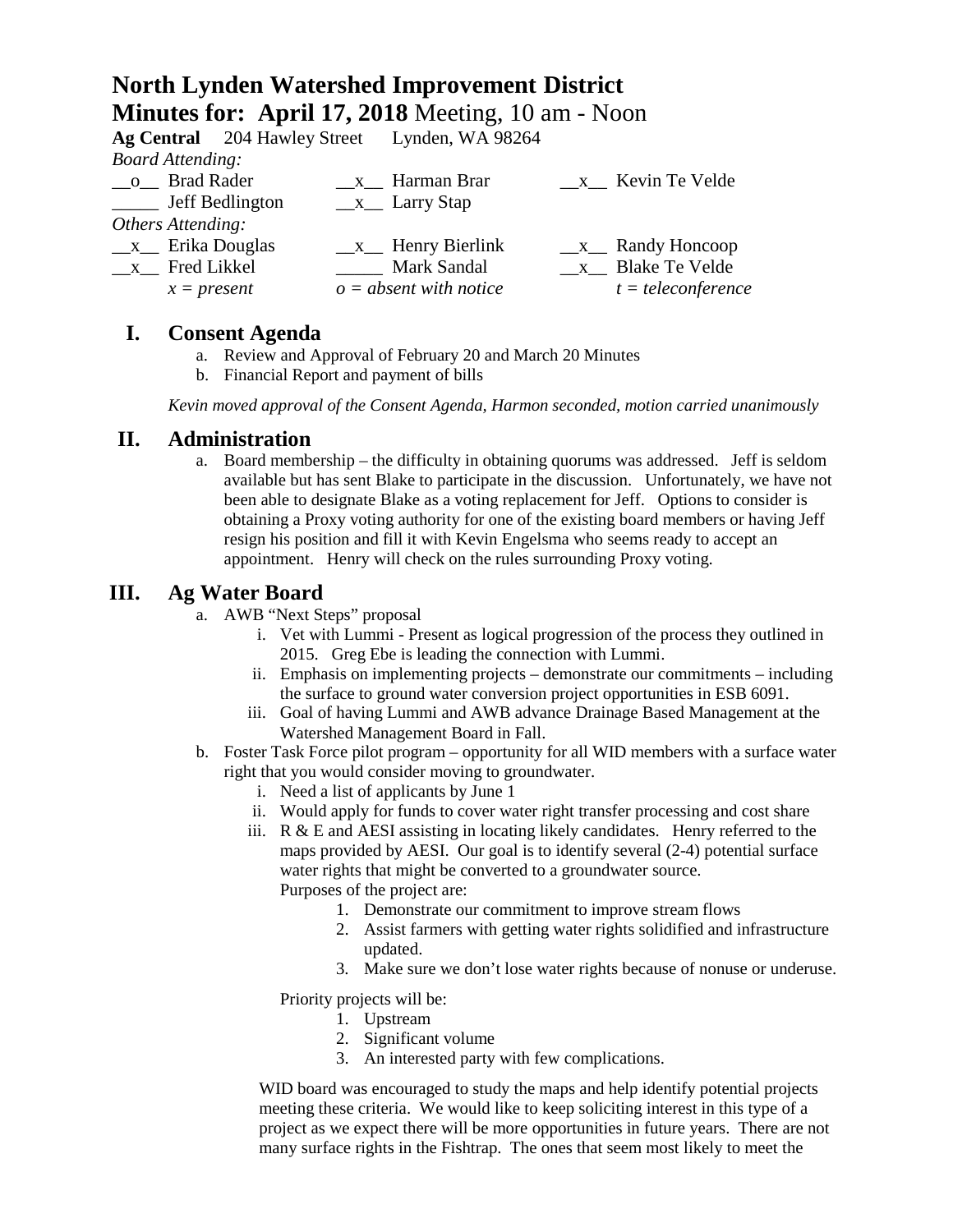# North Lynden Watershed Improvement District

## Minutes for: April 17, 2018 Meeting, 10 am - Noon

**Ag Central** 204 Hawley Street Lynden, WA 98264

*Board Attending:*

| | | |
|---|---|---|
| \_\_o\_\_ Brad Rader | \_\_x\_\_ Harman Brar | \_\_x\_\_ Kevin Te Velde |
| \_\_\_\_\_ Jeff Bedlington | \_\_x\_\_ Larry Stap | |

*Others Attending:*

| | | |
|---|---|---|
| \_\_x\_\_ Erika Douglas | \_\_x\_\_ Henry Bierlink | \_\_x\_\_ Randy Honcoop |
| \_\_x\_\_ Fred Likkel | \_\_\_\_\_ Mark Sandal | \_\_x\_\_ Blake Te Velde |
| *x = present* | *o = absent with notice* | *t = teleconference* |

## I. Consent Agenda

a. Review and Approval of February 20 and March 20 Minutes
b. Financial Report and payment of bills

*Kevin moved approval of the Consent Agenda, Harmon seconded, motion carried unanimously*

## II. Administration

a. Board membership – the difficulty in obtaining quorums was addressed. Jeff is seldom available but has sent Blake to participate in the discussion. Unfortunately, we have not been able to designate Blake as a voting replacement for Jeff. Options to consider is obtaining a Proxy voting authority for one of the existing board members or having Jeff resign his position and fill it with Kevin Engelsma who seems ready to accept an appointment. Henry will check on the rules surrounding Proxy voting.

## III. Ag Water Board

a. AWB "Next Steps" proposal
   i. Vet with Lummi - Present as logical progression of the process they outlined in 2015. Greg Ebe is leading the connection with Lummi.
   ii. Emphasis on implementing projects – demonstrate our commitments – including the surface to ground water conversion project opportunities in ESB 6091.
   iii. Goal of having Lummi and AWB advance Drainage Based Management at the Watershed Management Board in Fall.

b. Foster Task Force pilot program – opportunity for all WID members with a surface water right that you would consider moving to groundwater.
   i. Need a list of applicants by June 1
   ii. Would apply for funds to cover water right transfer processing and cost share
   iii. R & E and AESI assisting in locating likely candidates. Henry referred to the maps provided by AESI. Our goal is to identify several (2-4) potential surface water rights that might be converted to a groundwater source.
   Purposes of the project are:
      1. Demonstrate our commitment to improve stream flows
      2. Assist farmers with getting water rights solidified and infrastructure updated.
      3. Make sure we don't lose water rights because of nonuse or underuse.

   Priority projects will be:
      1. Upstream
      2. Significant volume
      3. An interested party with few complications.

   WID board was encouraged to study the maps and help identify potential projects meeting these criteria. We would like to keep soliciting interest in this type of a project as we expect there will be more opportunities in future years. There are not many surface rights in the Fishtrap. The ones that seem most likely to meet the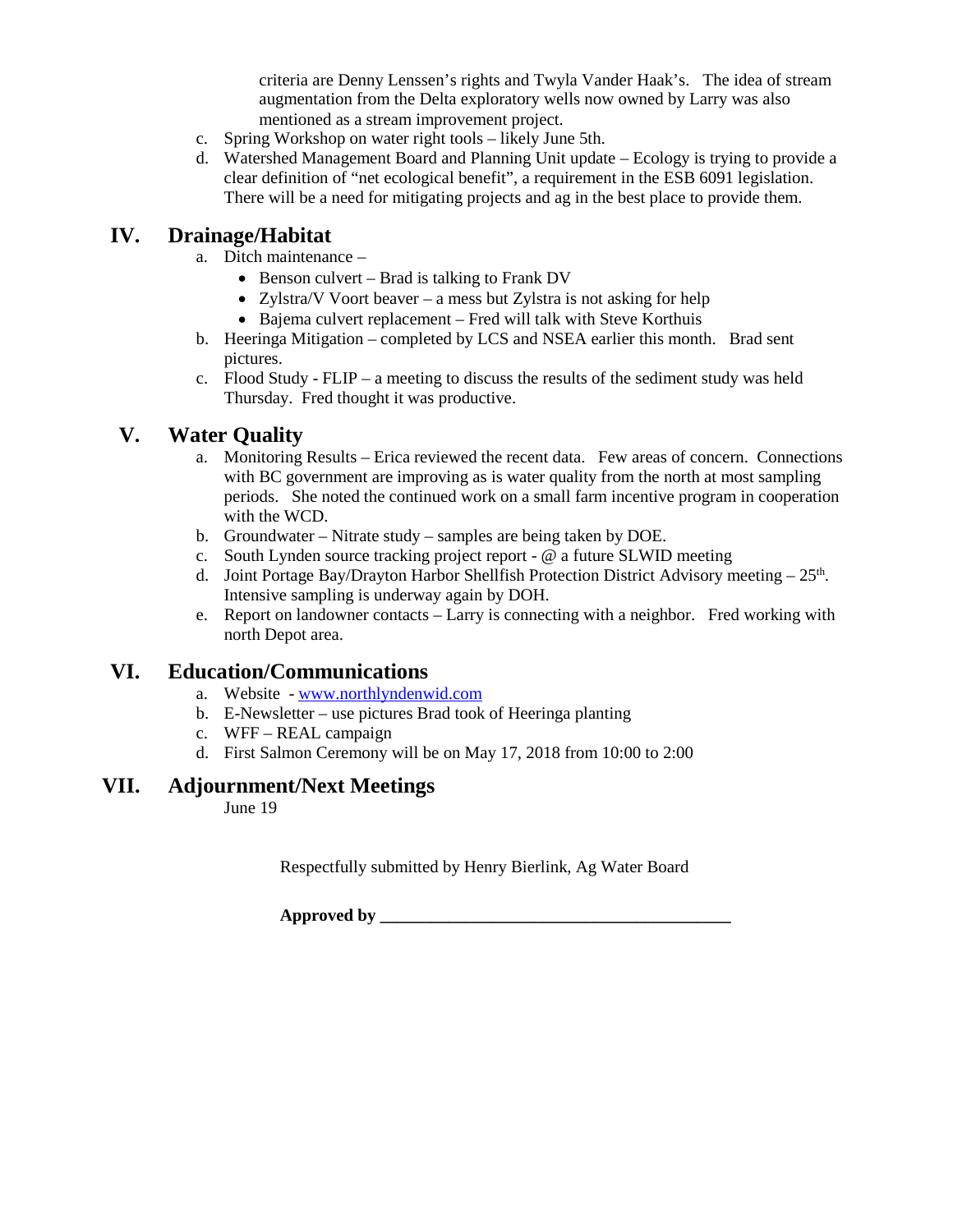criteria are Denny Lenssen's rights and Twyla Vander Haak's. The idea of stream augmentation from the Delta exploratory wells now owned by Larry was also mentioned as a stream improvement project.

c. Spring Workshop on water right tools – likely June 5th.
d. Watershed Management Board and Planning Unit update – Ecology is trying to provide a clear definition of "net ecological benefit", a requirement in the ESB 6091 legislation. There will be a need for mitigating projects and ag in the best place to provide them.

## IV. Drainage/Habitat

a. Ditch maintenance –
   - Benson culvert – Brad is talking to Frank DV
   - Zylstra/V Voort beaver – a mess but Zylstra is not asking for help
   - Bajema culvert replacement – Fred will talk with Steve Korthuis
b. Heeringa Mitigation – completed by LCS and NSEA earlier this month. Brad sent pictures.
c. Flood Study - FLIP – a meeting to discuss the results of the sediment study was held Thursday. Fred thought it was productive.

## V. Water Quality

a. Monitoring Results – Erica reviewed the recent data. Few areas of concern. Connections with BC government are improving as is water quality from the north at most sampling periods. She noted the continued work on a small farm incentive program in cooperation with the WCD.
b. Groundwater – Nitrate study – samples are being taken by DOE.
c. South Lynden source tracking project report - @ a future SLWID meeting
d. Joint Portage Bay/Drayton Harbor Shellfish Protection District Advisory meeting – 25th. Intensive sampling is underway again by DOH.
e. Report on landowner contacts – Larry is connecting with a neighbor. Fred working with north Depot area.

## VI. Education/Communications

a. Website - www.northlyndenwid.com
b. E-Newsletter – use pictures Brad took of Heeringa planting
c. WFF – REAL campaign
d. First Salmon Ceremony will be on May 17, 2018 from 10:00 to 2:00

## VII. Adjournment/Next Meetings

June 19

Respectfully submitted by Henry Bierlink, Ag Water Board

**Approved by \_\_\_\_\_\_\_\_\_\_\_\_\_\_\_\_\_\_\_\_\_\_\_\_\_\_\_\_\_\_\_\_\_\_\_\_\_\_\_\_\_\_**